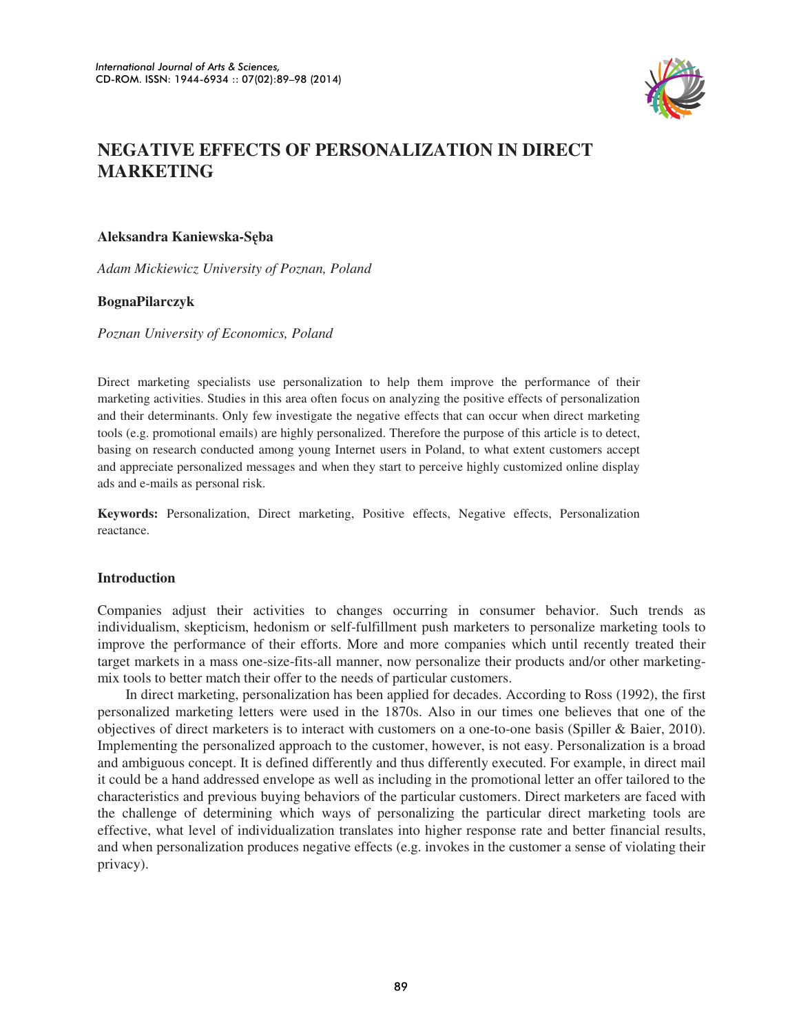# NEGATIVE EFFECTS OF PERSONALIZATION IN DIRECT MARKETING

**Aleksandra Kaniewska-Sęba**

*Adam Mickiewicz University of Poznan, Poland*

**BognaPilarczyk**

*Poznan University of Economics, Poland*

Direct marketing specialists use personalization to help them improve the performance of their marketing activities. Studies in this area often focus on analyzing the positive effects of personalization and their determinants. Only few investigate the negative effects that can occur when direct marketing tools (e.g. promotional emails) are highly personalized. Therefore the purpose of this article is to detect, basing on research conducted among young Internet users in Poland, to what extent customers accept and appreciate personalized messages and when they start to perceive highly customized online display ads and e-mails as personal risk.

**Keywords:** Personalization, Direct marketing, Positive effects, Negative effects, Personalization reactance.

## Introduction

Companies adjust their activities to changes occurring in consumer behavior. Such trends as individualism, skepticism, hedonism or self-fulfillment push marketers to personalize marketing tools to improve the performance of their efforts. More and more companies which until recently treated their target markets in a mass one-size-fits-all manner, now personalize their products and/or other marketing-mix tools to better match their offer to the needs of particular customers.

In direct marketing, personalization has been applied for decades. According to Ross (1992), the first personalized marketing letters were used in the 1870s. Also in our times one believes that one of the objectives of direct marketers is to interact with customers on a one-to-one basis (Spiller & Baier, 2010). Implementing the personalized approach to the customer, however, is not easy. Personalization is a broad and ambiguous concept. It is defined differently and thus differently executed. For example, in direct mail it could be a hand addressed envelope as well as including in the promotional letter an offer tailored to the characteristics and previous buying behaviors of the particular customers. Direct marketers are faced with the challenge of determining which ways of personalizing the particular direct marketing tools are effective, what level of individualization translates into higher response rate and better financial results, and when personalization produces negative effects (e.g. invokes in the customer a sense of violating their privacy).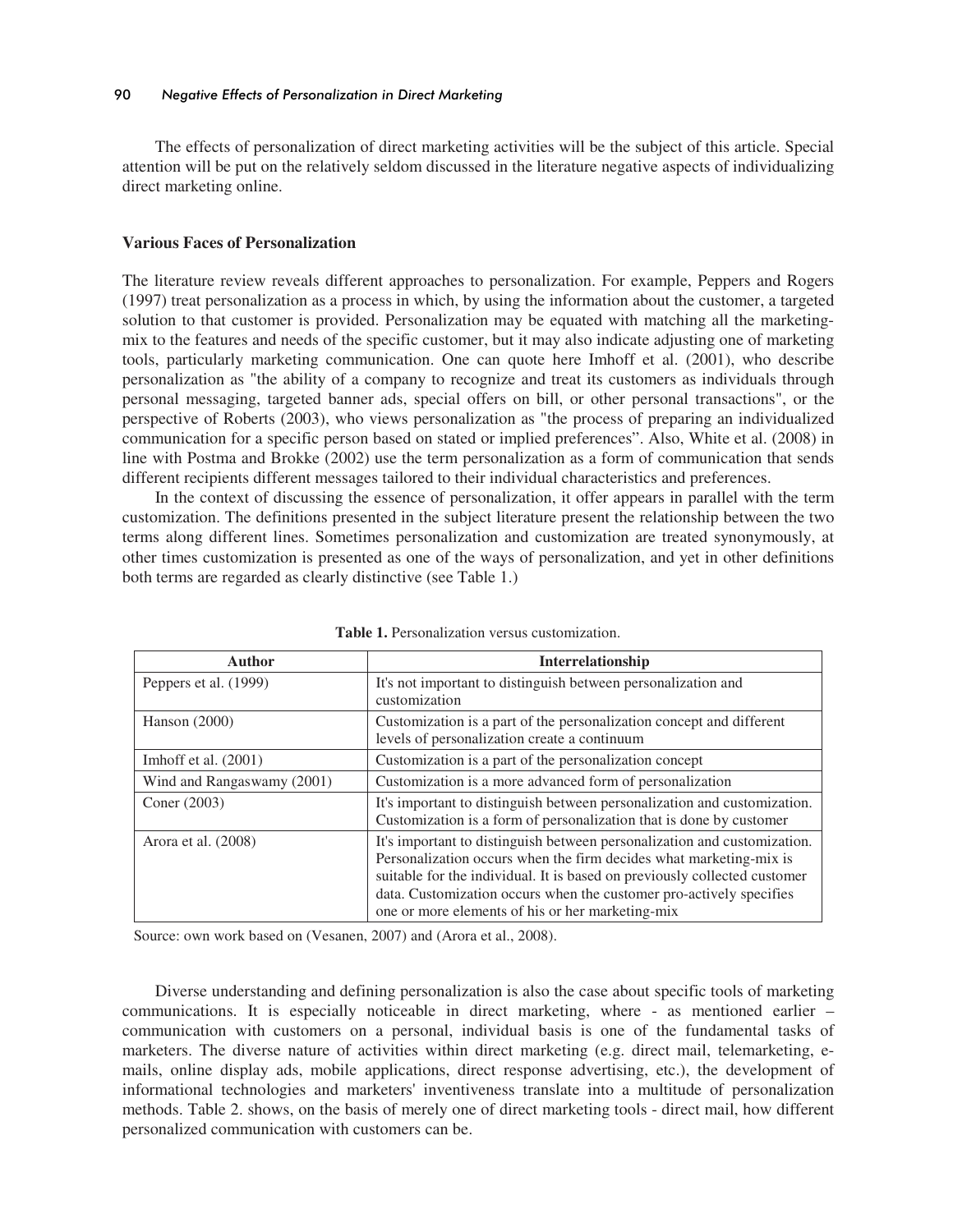The effects of personalization of direct marketing activities will be the subject of this article. Special attention will be put on the relatively seldom discussed in the literature negative aspects of individualizing direct marketing online.

## Various Faces of Personalization

The literature review reveals different approaches to personalization. For example, Peppers and Rogers (1997) treat personalization as a process in which, by using the information about the customer, a targeted solution to that customer is provided. Personalization may be equated with matching all the marketing-mix to the features and needs of the specific customer, but it may also indicate adjusting one of marketing tools, particularly marketing communication. One can quote here Imhoff et al. (2001), who describe personalization as "the ability of a company to recognize and treat its customers as individuals through personal messaging, targeted banner ads, special offers on bill, or other personal transactions", or the perspective of Roberts (2003), who views personalization as "the process of preparing an individualized communication for a specific person based on stated or implied preferences". Also, White et al. (2008) in line with Postma and Brokke (2002) use the term personalization as a form of communication that sends different recipients different messages tailored to their individual characteristics and preferences.

In the context of discussing the essence of personalization, it offer appears in parallel with the term customization. The definitions presented in the subject literature present the relationship between the two terms along different lines. Sometimes personalization and customization are treated synonymously, at other times customization is presented as one of the ways of personalization, and yet in other definitions both terms are regarded as clearly distinctive (see Table 1.)

**Table 1.** Personalization versus customization.

| Author | Interrelationship |
|---|---|
| Peppers et al. (1999) | It's not important to distinguish between personalization and customization |
| Hanson (2000) | Customization is a part of the personalization concept and different levels of personalization create a continuum |
| Imhoff et al. (2001) | Customization is a part of the personalization concept |
| Wind and Rangaswamy (2001) | Customization is a more advanced form of personalization |
| Coner (2003) | It's important to distinguish between personalization and customization. Customization is a form of personalization that is done by customer |
| Arora et al. (2008) | It's important to distinguish between personalization and customization. Personalization occurs when the firm decides what marketing-mix is suitable for the individual. It is based on previously collected customer data. Customization occurs when the customer pro-actively specifies one or more elements of his or her marketing-mix |

Source: own work based on (Vesanen, 2007) and (Arora et al., 2008).

Diverse understanding and defining personalization is also the case about specific tools of marketing communications. It is especially noticeable in direct marketing, where - as mentioned earlier – communication with customers on a personal, individual basis is one of the fundamental tasks of marketers. The diverse nature of activities within direct marketing (e.g. direct mail, telemarketing, e-mails, online display ads, mobile applications, direct response advertising, etc.), the development of informational technologies and marketers' inventiveness translate into a multitude of personalization methods. Table 2. shows, on the basis of merely one of direct marketing tools - direct mail, how different personalized communication with customers can be.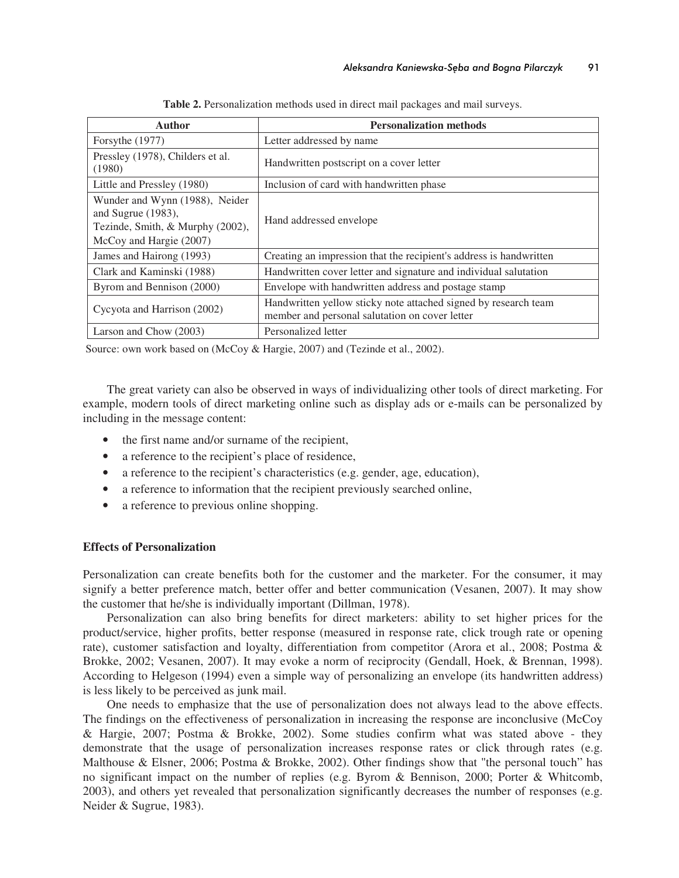**Table 2.** Personalization methods used in direct mail packages and mail surveys.

| Author | Personalization methods |
|---|---|
| Forsythe (1977) | Letter addressed by name |
| Pressley (1978), Childers et al. (1980) | Handwritten postscript on a cover letter |
| Little and Pressley (1980) | Inclusion of card with handwritten phase |
| Wunder and Wynn (1988), Neider and Sugrue (1983), Tezinde, Smith, & Murphy (2002), McCoy and Hargie (2007) | Hand addressed envelope |
| James and Hairong (1993) | Creating an impression that the recipient's address is handwritten |
| Clark and Kaminski (1988) | Handwritten cover letter and signature and individual salutation |
| Byrom and Bennison (2000) | Envelope with handwritten address and postage stamp |
| Cycyota and Harrison (2002) | Handwritten yellow sticky note attached signed by research team member and personal salutation on cover letter |
| Larson and Chow (2003) | Personalized letter |

Source: own work based on (McCoy & Hargie, 2007) and (Tezinde et al., 2002).

The great variety can also be observed in ways of individualizing other tools of direct marketing. For example, modern tools of direct marketing online such as display ads or e-mails can be personalized by including in the message content:

- the first name and/or surname of the recipient,
- a reference to the recipient's place of residence,
- a reference to the recipient's characteristics (e.g. gender, age, education),
- a reference to information that the recipient previously searched online,
- a reference to previous online shopping.

### Effects of Personalization

Personalization can create benefits both for the customer and the marketer. For the consumer, it may signify a better preference match, better offer and better communication (Vesanen, 2007). It may show the customer that he/she is individually important (Dillman, 1978).

Personalization can also bring benefits for direct marketers: ability to set higher prices for the product/service, higher profits, better response (measured in response rate, click trough rate or opening rate), customer satisfaction and loyalty, differentiation from competitor (Arora et al., 2008; Postma & Brokke, 2002; Vesanen, 2007). It may evoke a norm of reciprocity (Gendall, Hoek, & Brennan, 1998). According to Helgeson (1994) even a simple way of personalizing an envelope (its handwritten address) is less likely to be perceived as junk mail.

One needs to emphasize that the use of personalization does not always lead to the above effects. The findings on the effectiveness of personalization in increasing the response are inconclusive (McCoy & Hargie, 2007; Postma & Brokke, 2002). Some studies confirm what was stated above - they demonstrate that the usage of personalization increases response rates or click through rates (e.g. Malthouse & Elsner, 2006; Postma & Brokke, 2002). Other findings show that "the personal touch" has no significant impact on the number of replies (e.g. Byrom & Bennison, 2000; Porter & Whitcomb, 2003), and others yet revealed that personalization significantly decreases the number of responses (e.g. Neider & Sugrue, 1983).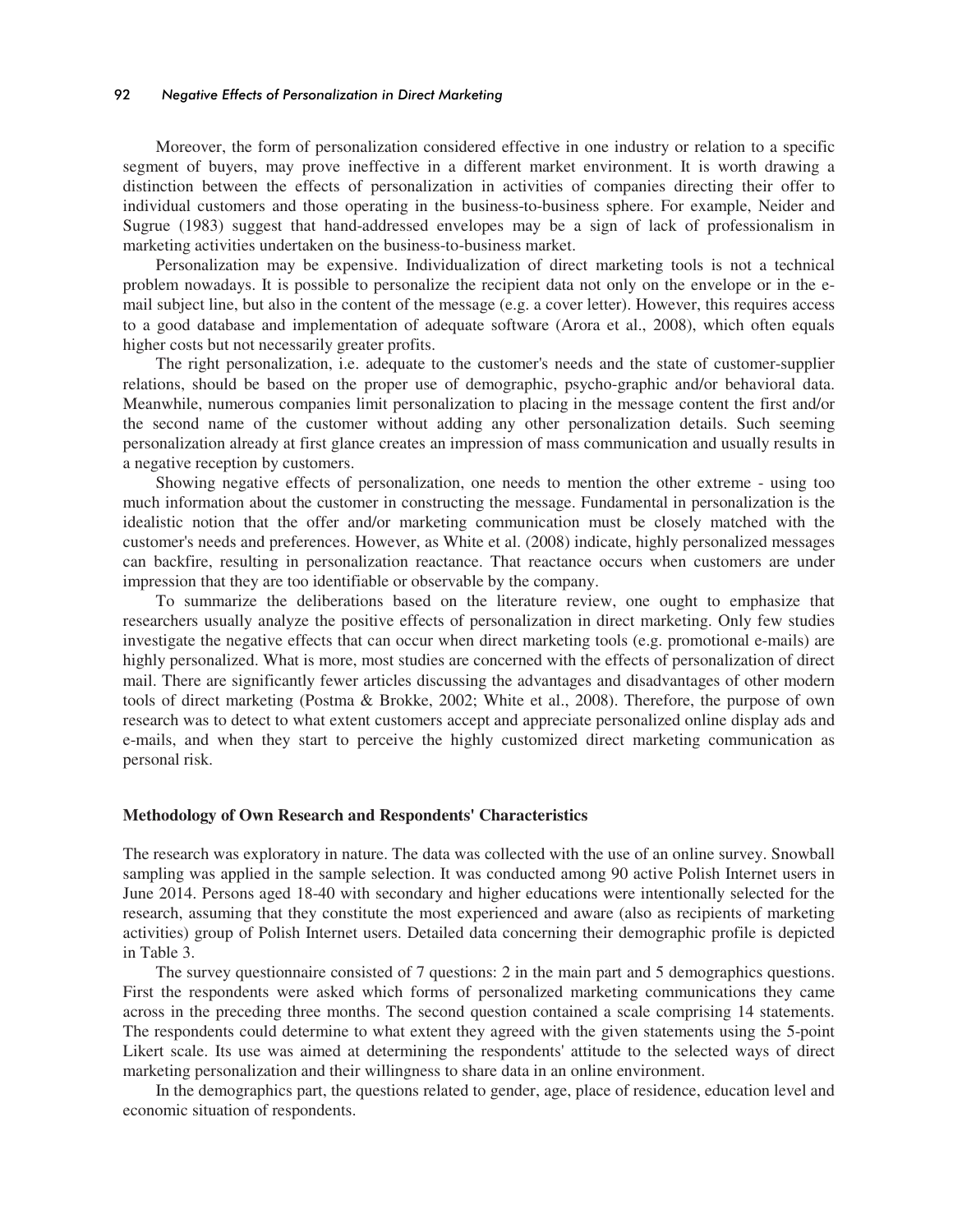Moreover, the form of personalization considered effective in one industry or relation to a specific segment of buyers, may prove ineffective in a different market environment. It is worth drawing a distinction between the effects of personalization in activities of companies directing their offer to individual customers and those operating in the business-to-business sphere. For example, Neider and Sugrue (1983) suggest that hand-addressed envelopes may be a sign of lack of professionalism in marketing activities undertaken on the business-to-business market.

Personalization may be expensive. Individualization of direct marketing tools is not a technical problem nowadays. It is possible to personalize the recipient data not only on the envelope or in the e-mail subject line, but also in the content of the message (e.g. a cover letter). However, this requires access to a good database and implementation of adequate software (Arora et al., 2008), which often equals higher costs but not necessarily greater profits.

The right personalization, i.e. adequate to the customer's needs and the state of customer-supplier relations, should be based on the proper use of demographic, psycho-graphic and/or behavioral data. Meanwhile, numerous companies limit personalization to placing in the message content the first and/or the second name of the customer without adding any other personalization details. Such seeming personalization already at first glance creates an impression of mass communication and usually results in a negative reception by customers.

Showing negative effects of personalization, one needs to mention the other extreme - using too much information about the customer in constructing the message. Fundamental in personalization is the idealistic notion that the offer and/or marketing communication must be closely matched with the customer's needs and preferences. However, as White et al. (2008) indicate, highly personalized messages can backfire, resulting in personalization reactance. That reactance occurs when customers are under impression that they are too identifiable or observable by the company.

To summarize the deliberations based on the literature review, one ought to emphasize that researchers usually analyze the positive effects of personalization in direct marketing. Only few studies investigate the negative effects that can occur when direct marketing tools (e.g. promotional e-mails) are highly personalized. What is more, most studies are concerned with the effects of personalization of direct mail. There are significantly fewer articles discussing the advantages and disadvantages of other modern tools of direct marketing (Postma & Brokke, 2002; White et al., 2008). Therefore, the purpose of own research was to detect to what extent customers accept and appreciate personalized online display ads and e-mails, and when they start to perceive the highly customized direct marketing communication as personal risk.

## Methodology of Own Research and Respondents' Characteristics

The research was exploratory in nature. The data was collected with the use of an online survey. Snowball sampling was applied in the sample selection. It was conducted among 90 active Polish Internet users in June 2014. Persons aged 18-40 with secondary and higher educations were intentionally selected for the research, assuming that they constitute the most experienced and aware (also as recipients of marketing activities) group of Polish Internet users. Detailed data concerning their demographic profile is depicted in Table 3.

The survey questionnaire consisted of 7 questions: 2 in the main part and 5 demographics questions. First the respondents were asked which forms of personalized marketing communications they came across in the preceding three months. The second question contained a scale comprising 14 statements. The respondents could determine to what extent they agreed with the given statements using the 5-point Likert scale. Its use was aimed at determining the respondents' attitude to the selected ways of direct marketing personalization and their willingness to share data in an online environment.

In the demographics part, the questions related to gender, age, place of residence, education level and economic situation of respondents.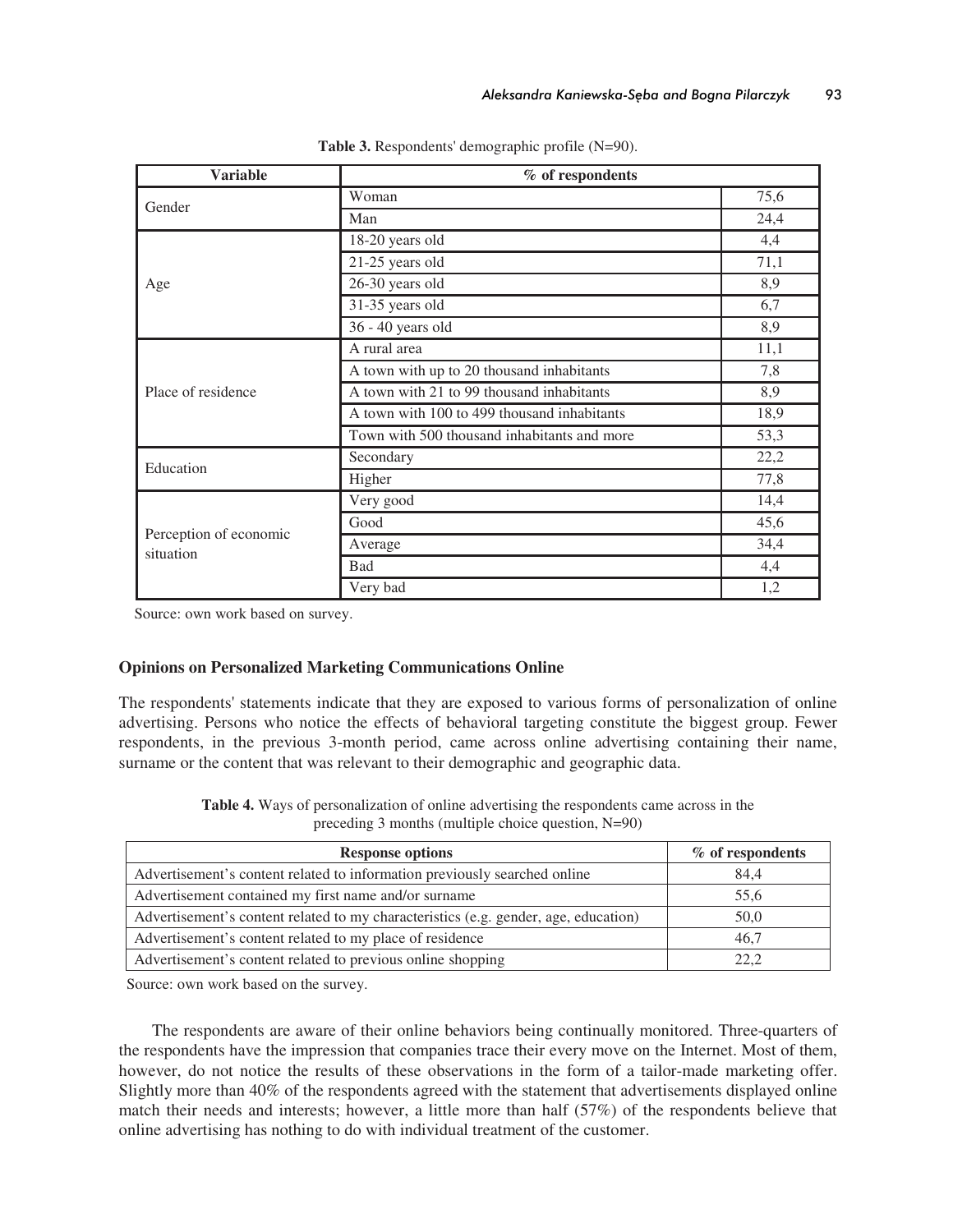**Table 3.** Respondents' demographic profile (N=90).

| Variable | % of respondents | |
|---|---|---|
| Gender | Woman | 75,6 |
| | Man | 24,4 |
| Age | 18-20 years old | 4,4 |
| | 21-25 years old | 71,1 |
| | 26-30 years old | 8,9 |
| | 31-35 years old | 6,7 |
| | 36 - 40 years old | 8,9 |
| Place of residence | A rural area | 11,1 |
| | A town with up to 20 thousand inhabitants | 7,8 |
| | A town with 21 to 99 thousand inhabitants | 8,9 |
| | A town with 100 to 499 thousand inhabitants | 18,9 |
| | Town with 500 thousand inhabitants and more | 53,3 |
| Education | Secondary | 22,2 |
| | Higher | 77,8 |
| Perception of economic situation | Very good | 14,4 |
| | Good | 45,6 |
| | Average | 34,4 |
| | Bad | 4,4 |
| | Very bad | 1,2 |

Source: own work based on survey.

### Opinions on Personalized Marketing Communications Online

The respondents' statements indicate that they are exposed to various forms of personalization of online advertising. Persons who notice the effects of behavioral targeting constitute the biggest group. Fewer respondents, in the previous 3-month period, came across online advertising containing their name, surname or the content that was relevant to their demographic and geographic data.

**Table 4.** Ways of personalization of online advertising the respondents came across in the preceding 3 months (multiple choice question, N=90)

| Response options | % of respondents |
|---|---|
| Advertisement's content related to information previously searched online | 84,4 |
| Advertisement contained my first name and/or surname | 55,6 |
| Advertisement's content related to my characteristics (e.g. gender, age, education) | 50,0 |
| Advertisement's content related to my place of residence | 46,7 |
| Advertisement's content related to previous online shopping | 22,2 |

Source: own work based on the survey.

The respondents are aware of their online behaviors being continually monitored. Three-quarters of the respondents have the impression that companies trace their every move on the Internet. Most of them, however, do not notice the results of these observations in the form of a tailor-made marketing offer. Slightly more than 40% of the respondents agreed with the statement that advertisements displayed online match their needs and interests; however, a little more than half (57%) of the respondents believe that online advertising has nothing to do with individual treatment of the customer.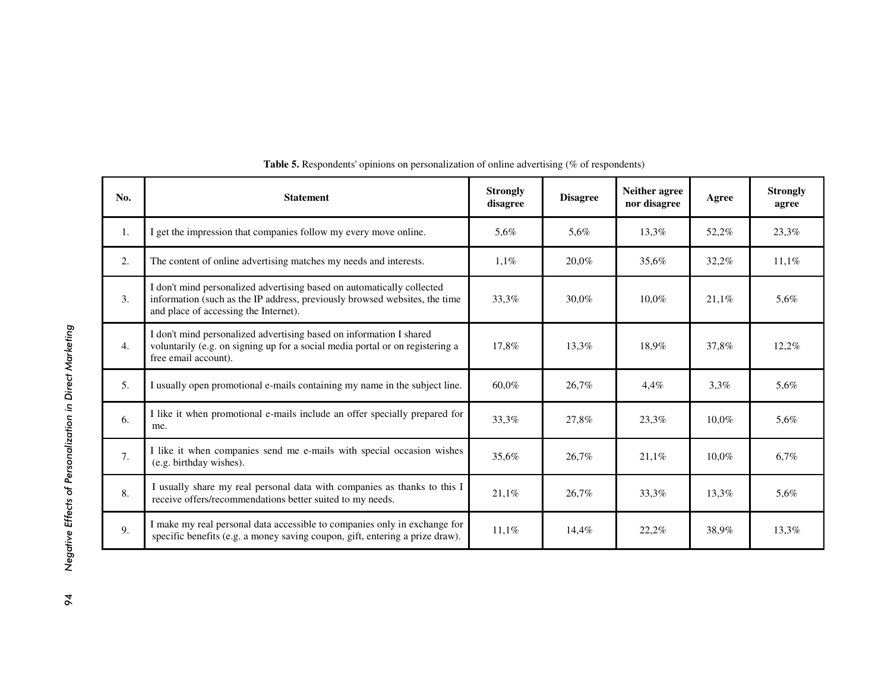**Table 5.** Respondents' opinions on personalization of online advertising (% of respondents)

| No. | Statement | Strongly disagree | Disagree | Neither agree nor disagree | Agree | Strongly agree |
|---|---|---|---|---|---|---|
| 1. | I get the impression that companies follow my every move online. | 5,6% | 5,6% | 13,3% | 52,2% | 23,3% |
| 2. | The content of online advertising matches my needs and interests. | 1,1% | 20,0% | 35,6% | 32,2% | 11,1% |
| 3. | I don't mind personalized advertising based on automatically collected information (such as the IP address, previously browsed websites, the time and place of accessing the Internet). | 33,3% | 30,0% | 10,0% | 21,1% | 5,6% |
| 4. | I don't mind personalized advertising based on information I shared voluntarily (e.g. on signing up for a social media portal or on registering a free email account). | 17,8% | 13,3% | 18,9% | 37,8% | 12,2% |
| 5. | I usually open promotional e-mails containing my name in the subject line. | 60,0% | 26,7% | 4,4% | 3,3% | 5,6% |
| 6. | I like it when promotional e-mails include an offer specially prepared for me. | 33,3% | 27,8% | 23,3% | 10,0% | 5,6% |
| 7. | I like it when companies send me e-mails with special occasion wishes (e.g. birthday wishes). | 35,6% | 26,7% | 21,1% | 10,0% | 6,7% |
| 8. | I usually share my real personal data with companies as thanks to this I receive offers/recommendations better suited to my needs. | 21,1% | 26,7% | 33,3% | 13,3% | 5,6% |
| 9. | I make my real personal data accessible to companies only in exchange for specific benefits (e.g. a money saving coupon, gift, entering a prize draw). | 11,1% | 14,4% | 22,2% | 38,9% | 13,3% |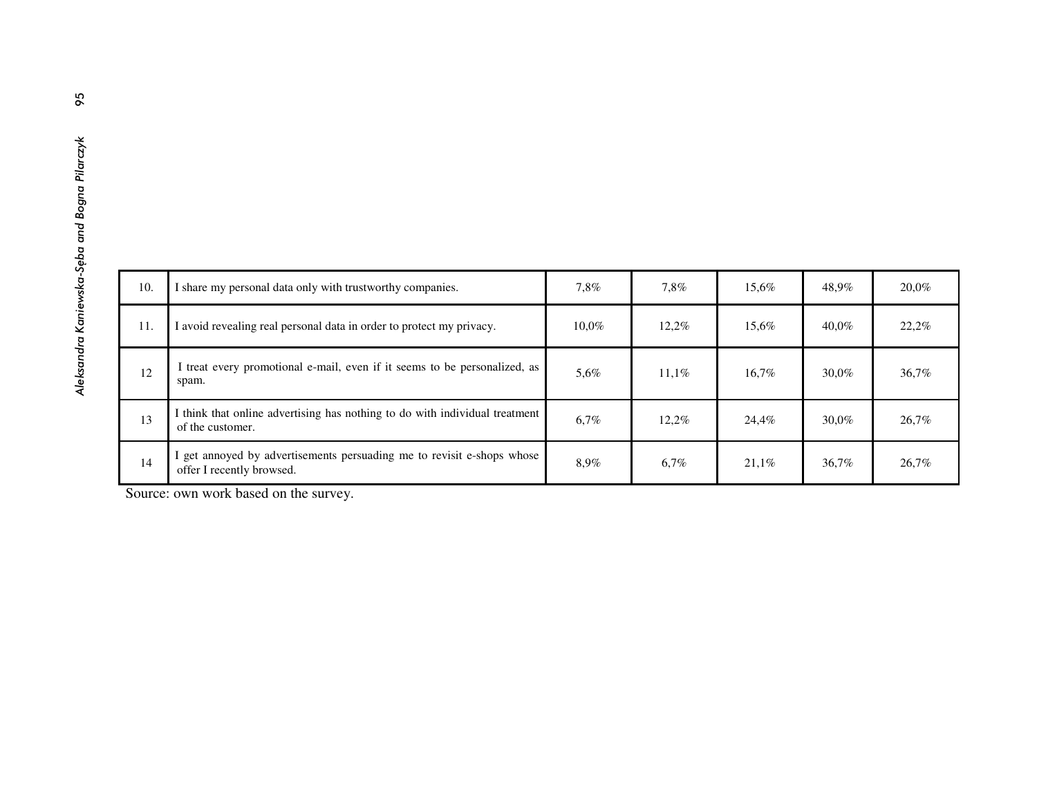| | | | | | | |
|---|---|---|---|---|---|---|
| 10. | I share my personal data only with trustworthy companies. | 7,8% | 7,8% | 15,6% | 48,9% | 20,0% |
| 11. | I avoid revealing real personal data in order to protect my privacy. | 10,0% | 12,2% | 15,6% | 40,0% | 22,2% |
| 12 | I treat every promotional e-mail, even if it seems to be personalized, as spam. | 5,6% | 11,1% | 16,7% | 30,0% | 36,7% |
| 13 | I think that online advertising has nothing to do with individual treatment of the customer. | 6,7% | 12,2% | 24,4% | 30,0% | 26,7% |
| 14 | I get annoyed by advertisements persuading me to revisit e-shops whose offer I recently browsed. | 8,9% | 6,7% | 21,1% | 36,7% | 26,7% |

Source: own work based on the survey.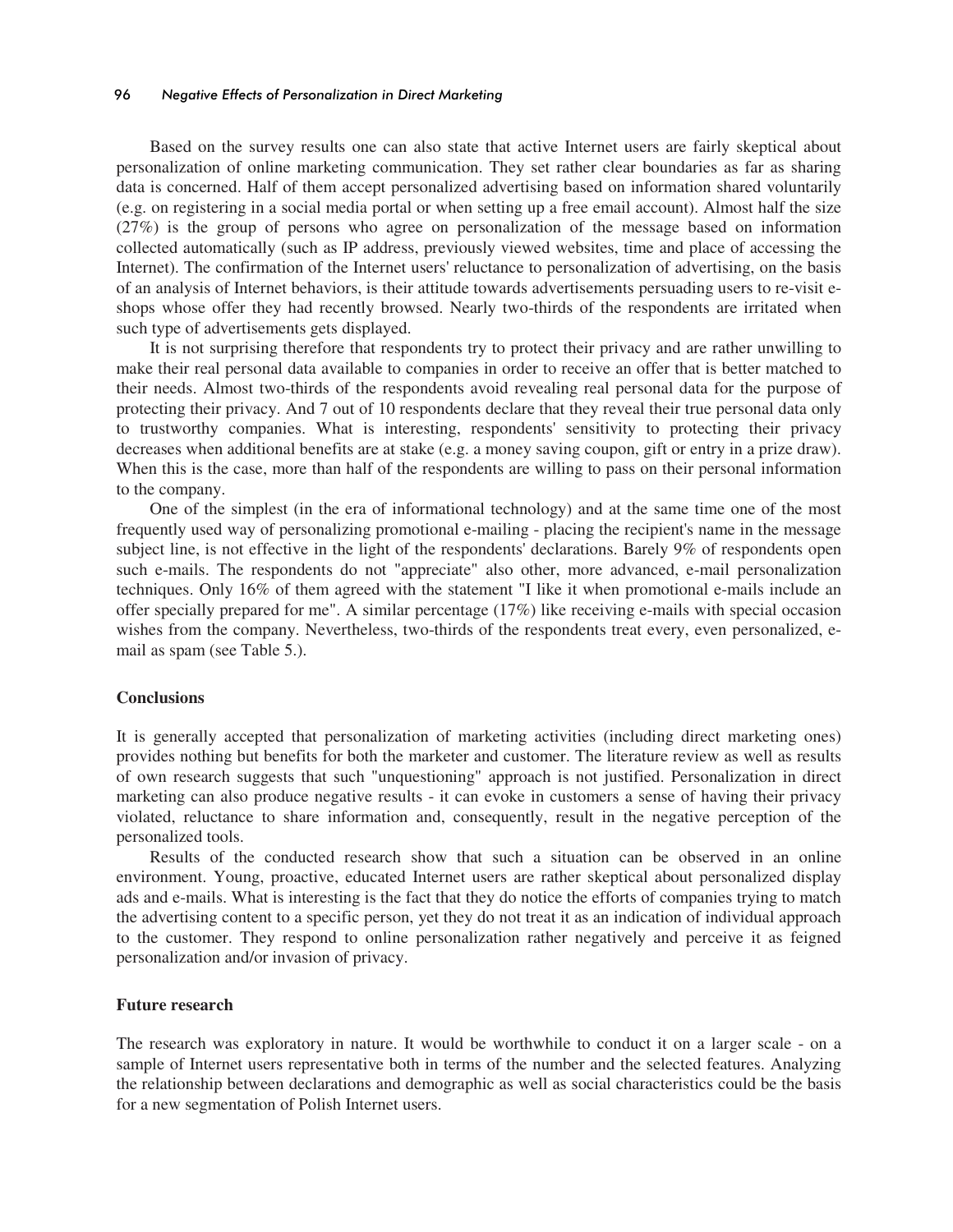Based on the survey results one can also state that active Internet users are fairly skeptical about personalization of online marketing communication. They set rather clear boundaries as far as sharing data is concerned. Half of them accept personalized advertising based on information shared voluntarily (e.g. on registering in a social media portal or when setting up a free email account). Almost half the size (27%) is the group of persons who agree on personalization of the message based on information collected automatically (such as IP address, previously viewed websites, time and place of accessing the Internet). The confirmation of the Internet users' reluctance to personalization of advertising, on the basis of an analysis of Internet behaviors, is their attitude towards advertisements persuading users to re-visit e-shops whose offer they had recently browsed. Nearly two-thirds of the respondents are irritated when such type of advertisements gets displayed.

It is not surprising therefore that respondents try to protect their privacy and are rather unwilling to make their real personal data available to companies in order to receive an offer that is better matched to their needs. Almost two-thirds of the respondents avoid revealing real personal data for the purpose of protecting their privacy. And 7 out of 10 respondents declare that they reveal their true personal data only to trustworthy companies. What is interesting, respondents' sensitivity to protecting their privacy decreases when additional benefits are at stake (e.g. a money saving coupon, gift or entry in a prize draw). When this is the case, more than half of the respondents are willing to pass on their personal information to the company.

One of the simplest (in the era of informational technology) and at the same time one of the most frequently used way of personalizing promotional e-mailing - placing the recipient's name in the message subject line, is not effective in the light of the respondents' declarations. Barely 9% of respondents open such e-mails. The respondents do not "appreciate" also other, more advanced, e-mail personalization techniques. Only 16% of them agreed with the statement "I like it when promotional e-mails include an offer specially prepared for me". A similar percentage (17%) like receiving e-mails with special occasion wishes from the company. Nevertheless, two-thirds of the respondents treat every, even personalized, e-mail as spam (see Table 5.).

## Conclusions

It is generally accepted that personalization of marketing activities (including direct marketing ones) provides nothing but benefits for both the marketer and customer. The literature review as well as results of own research suggests that such "unquestioning" approach is not justified. Personalization in direct marketing can also produce negative results - it can evoke in customers a sense of having their privacy violated, reluctance to share information and, consequently, result in the negative perception of the personalized tools.

Results of the conducted research show that such a situation can be observed in an online environment. Young, proactive, educated Internet users are rather skeptical about personalized display ads and e-mails. What is interesting is the fact that they do notice the efforts of companies trying to match the advertising content to a specific person, yet they do not treat it as an indication of individual approach to the customer. They respond to online personalization rather negatively and perceive it as feigned personalization and/or invasion of privacy.

## Future research

The research was exploratory in nature. It would be worthwhile to conduct it on a larger scale - on a sample of Internet users representative both in terms of the number and the selected features. Analyzing the relationship between declarations and demographic as well as social characteristics could be the basis for a new segmentation of Polish Internet users.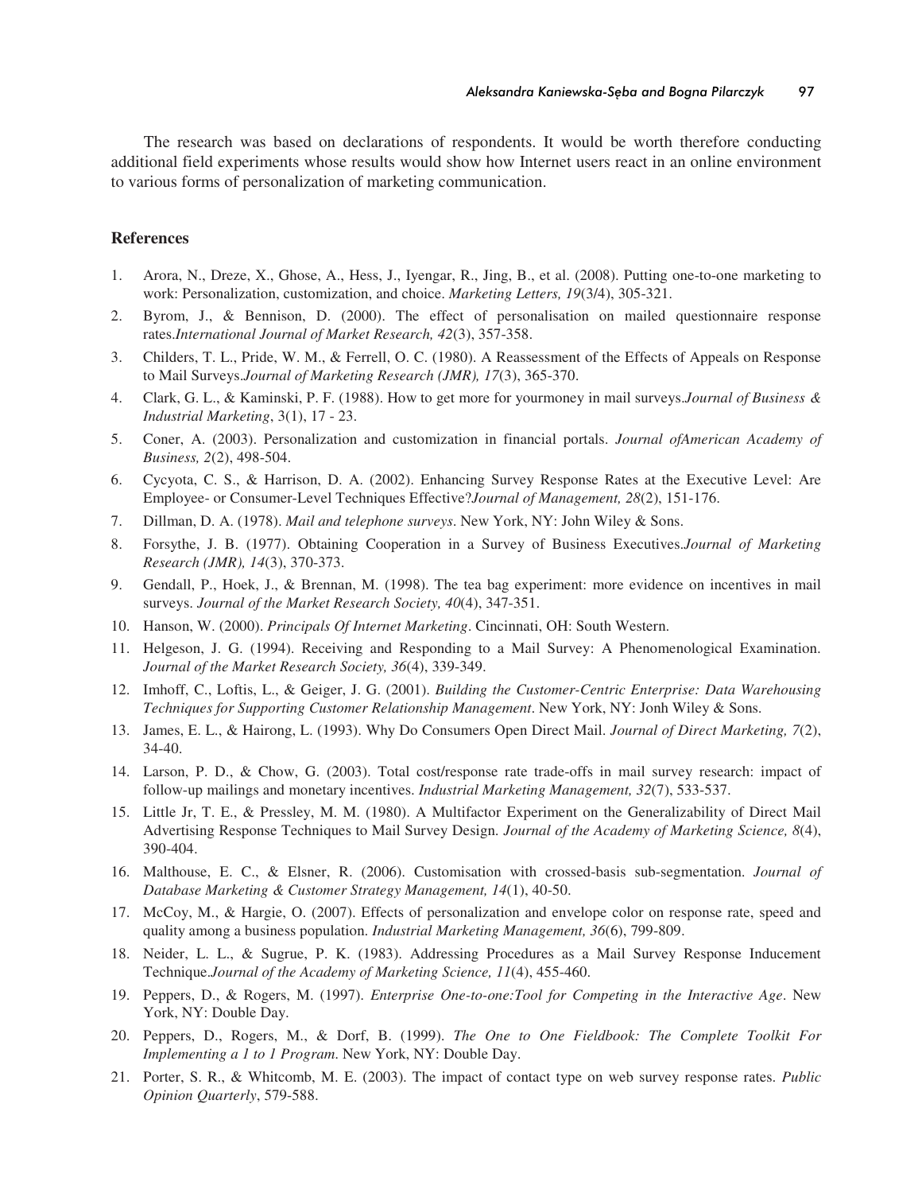The research was based on declarations of respondents. It would be worth therefore conducting additional field experiments whose results would show how Internet users react in an online environment to various forms of personalization of marketing communication.

### References

1. Arora, N., Dreze, X., Ghose, A., Hess, J., Iyengar, R., Jing, B., et al. (2008). Putting one-to-one marketing to work: Personalization, customization, and choice. *Marketing Letters, 19*(3/4), 305-321.
2. Byrom, J., & Bennison, D. (2000). The effect of personalisation on mailed questionnaire response rates.*International Journal of Market Research, 42*(3), 357-358.
3. Childers, T. L., Pride, W. M., & Ferrell, O. C. (1980). A Reassessment of the Effects of Appeals on Response to Mail Surveys.*Journal of Marketing Research (JMR), 17*(3), 365-370.
4. Clark, G. L., & Kaminski, P. F. (1988). How to get more for yourmoney in mail surveys.*Journal of Business & Industrial Marketing*, 3(1), 17 - 23.
5. Coner, A. (2003). Personalization and customization in financial portals. *Journal ofAmerican Academy of Business, 2*(2), 498-504.
6. Cycyota, C. S., & Harrison, D. A. (2002). Enhancing Survey Response Rates at the Executive Level: Are Employee- or Consumer-Level Techniques Effective?*Journal of Management, 28*(2), 151-176.
7. Dillman, D. A. (1978). *Mail and telephone surveys*. New York, NY: John Wiley & Sons.
8. Forsythe, J. B. (1977). Obtaining Cooperation in a Survey of Business Executives.*Journal of Marketing Research (JMR), 14*(3), 370-373.
9. Gendall, P., Hoek, J., & Brennan, M. (1998). The tea bag experiment: more evidence on incentives in mail surveys. *Journal of the Market Research Society, 40*(4), 347-351.
10. Hanson, W. (2000). *Principals Of Internet Marketing*. Cincinnati, OH: South Western.
11. Helgeson, J. G. (1994). Receiving and Responding to a Mail Survey: A Phenomenological Examination. *Journal of the Market Research Society, 36*(4), 339-349.
12. Imhoff, C., Loftis, L., & Geiger, J. G. (2001). *Building the Customer-Centric Enterprise: Data Warehousing Techniques for Supporting Customer Relationship Management*. New York, NY: Jonh Wiley & Sons.
13. James, E. L., & Hairong, L. (1993). Why Do Consumers Open Direct Mail. *Journal of Direct Marketing, 7*(2), 34-40.
14. Larson, P. D., & Chow, G. (2003). Total cost/response rate trade-offs in mail survey research: impact of follow-up mailings and monetary incentives. *Industrial Marketing Management, 32*(7), 533-537.
15. Little Jr, T. E., & Pressley, M. M. (1980). A Multifactor Experiment on the Generalizability of Direct Mail Advertising Response Techniques to Mail Survey Design. *Journal of the Academy of Marketing Science, 8*(4), 390-404.
16. Malthouse, E. C., & Elsner, R. (2006). Customisation with crossed-basis sub-segmentation. *Journal of Database Marketing & Customer Strategy Management, 14*(1), 40-50.
17. McCoy, M., & Hargie, O. (2007). Effects of personalization and envelope color on response rate, speed and quality among a business population. *Industrial Marketing Management, 36*(6), 799-809.
18. Neider, L. L., & Sugrue, P. K. (1983). Addressing Procedures as a Mail Survey Response Inducement Technique.*Journal of the Academy of Marketing Science, 11*(4), 455-460.
19. Peppers, D., & Rogers, M. (1997). *Enterprise One-to-one:Tool for Competing in the Interactive Age*. New York, NY: Double Day.
20. Peppers, D., Rogers, M., & Dorf, B. (1999). *The One to One Fieldbook: The Complete Toolkit For Implementing a 1 to 1 Program*. New York, NY: Double Day.
21. Porter, S. R., & Whitcomb, M. E. (2003). The impact of contact type on web survey response rates. *Public Opinion Quarterly*, 579-588.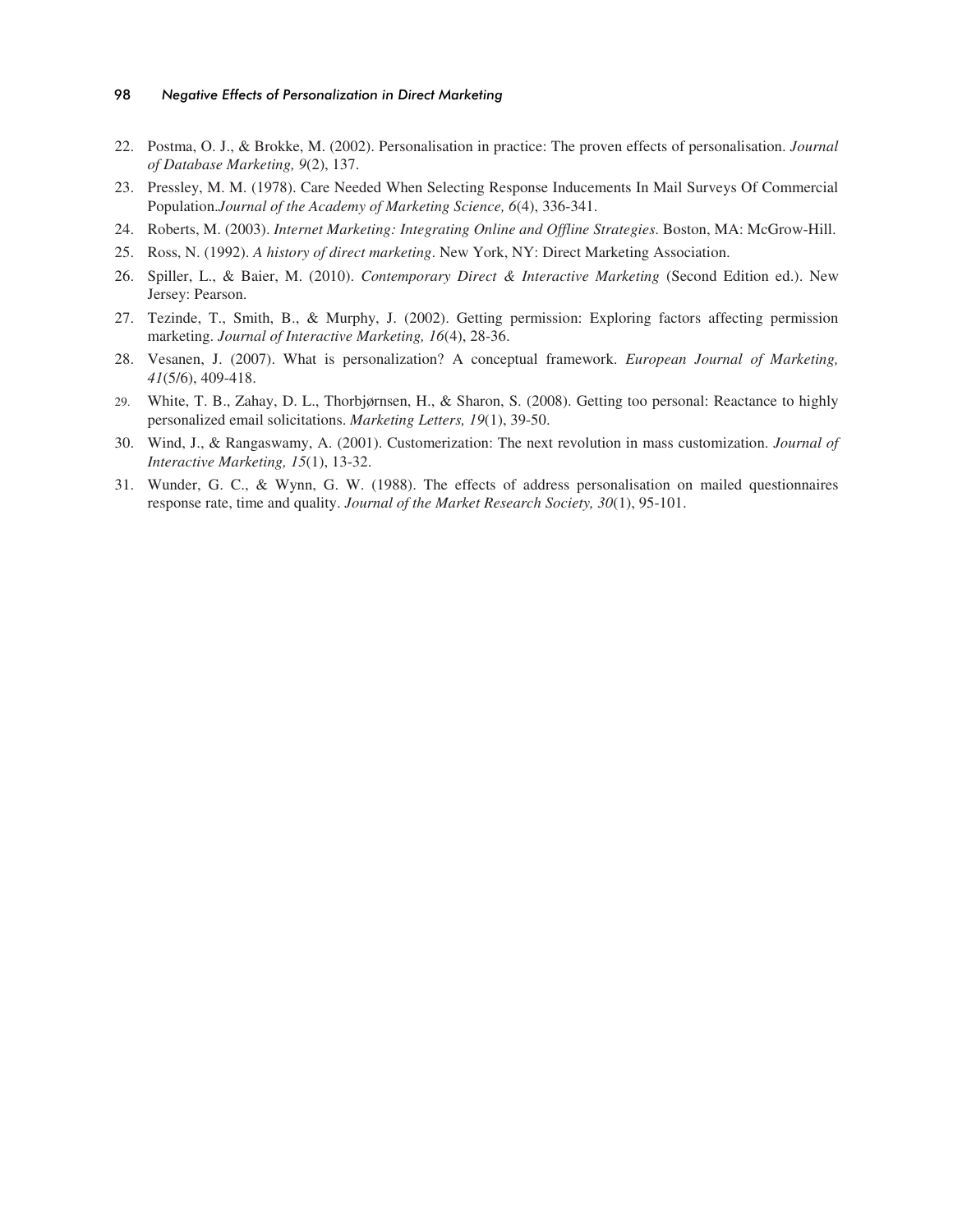22. Postma, O. J., & Brokke, M. (2002). Personalisation in practice: The proven effects of personalisation. *Journal of Database Marketing, 9*(2), 137.
23. Pressley, M. M. (1978). Care Needed When Selecting Response Inducements In Mail Surveys Of Commercial Population.*Journal of the Academy of Marketing Science, 6*(4), 336-341.
24. Roberts, M. (2003). *Internet Marketing: Integrating Online and Offline Strategies*. Boston, MA: McGrow-Hill.
25. Ross, N. (1992). *A history of direct marketing*. New York, NY: Direct Marketing Association.
26. Spiller, L., & Baier, M. (2010). *Contemporary Direct & Interactive Marketing* (Second Edition ed.). New Jersey: Pearson.
27. Tezinde, T., Smith, B., & Murphy, J. (2002). Getting permission: Exploring factors affecting permission marketing. *Journal of Interactive Marketing, 16*(4), 28-36.
28. Vesanen, J. (2007). What is personalization? A conceptual framework. *European Journal of Marketing, 41*(5/6), 409-418.
29. White, T. B., Zahay, D. L., Thorbjørnsen, H., & Sharon, S. (2008). Getting too personal: Reactance to highly personalized email solicitations. *Marketing Letters, 19*(1), 39-50.
30. Wind, J., & Rangaswamy, A. (2001). Customerization: The next revolution in mass customization. *Journal of Interactive Marketing, 15*(1), 13-32.
31. Wunder, G. C., & Wynn, G. W. (1988). The effects of address personalisation on mailed questionnaires response rate, time and quality. *Journal of the Market Research Society, 30*(1), 95-101.